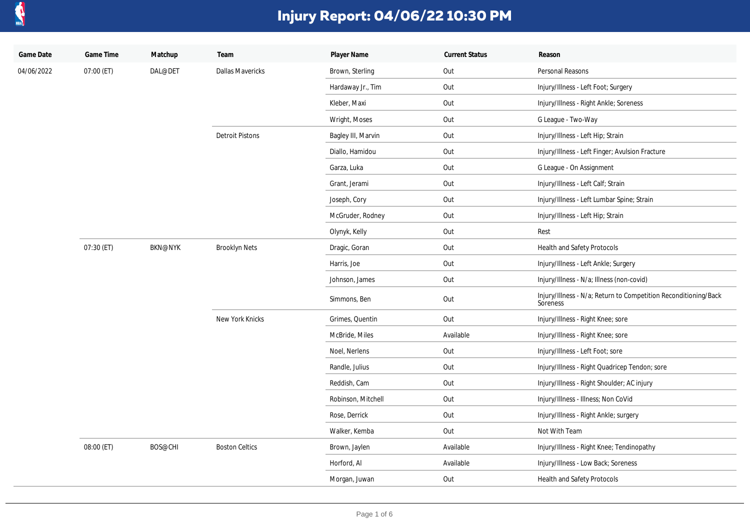# Injury Report: 04/06/22 10:30 PM

| Game Date | Game Time | Matchup | Team | Player Name | Current Status | Reason |
|---|---|---|---|---|---|---|
| 04/06/2022 | 07:00 (ET) | DAL@DET | Dallas Mavericks | Brown, Sterling | Out | Personal Reasons |
| | | | | Hardaway Jr., Tim | Out | Injury/Illness - Left Foot; Surgery |
| | | | | Kleber, Maxi | Out | Injury/Illness - Right Ankle; Soreness |
| | | | | Wright, Moses | Out | G League - Two-Way |
| | | | Detroit Pistons | Bagley III, Marvin | Out | Injury/Illness - Left Hip; Strain |
| | | | | Diallo, Hamidou | Out | Injury/Illness - Left Finger; Avulsion Fracture |
| | | | | Garza, Luka | Out | G League - On Assignment |
| | | | | Grant, Jerami | Out | Injury/Illness - Left Calf; Strain |
| | | | | Joseph, Cory | Out | Injury/Illness - Left Lumbar Spine; Strain |
| | | | | McGruder, Rodney | Out | Injury/Illness - Left Hip; Strain |
| | | | | Olynyk, Kelly | Out | Rest |
| | 07:30 (ET) | BKN@NYK | Brooklyn Nets | Dragic, Goran | Out | Health and Safety Protocols |
| | | | | Harris, Joe | Out | Injury/Illness - Left Ankle; Surgery |
| | | | | Johnson, James | Out | Injury/Illness - N/a; Illness (non-covid) |
| | | | | Simmons, Ben | Out | Injury/Illness - N/a; Return to Competition Reconditioning/Back Soreness |
| | | | New York Knicks | Grimes, Quentin | Out | Injury/Illness - Right Knee; sore |
| | | | | McBride, Miles | Available | Injury/Illness - Right Knee; sore |
| | | | | Noel, Nerlens | Out | Injury/Illness - Left Foot; sore |
| | | | | Randle, Julius | Out | Injury/Illness - Right Quadricep Tendon; sore |
| | | | | Reddish, Cam | Out | Injury/Illness - Right Shoulder; AC injury |
| | | | | Robinson, Mitchell | Out | Injury/Illness - Illness; Non CoVid |
| | | | | Rose, Derrick | Out | Injury/Illness - Right Ankle; surgery |
| | | | | Walker, Kemba | Out | Not With Team |
| | 08:00 (ET) | BOS@CHI | Boston Celtics | Brown, Jaylen | Available | Injury/Illness - Right Knee; Tendinopathy |
| | | | | Horford, Al | Available | Injury/Illness - Low Back; Soreness |
| | | | | Morgan, Juwan | Out | Health and Safety Protocols |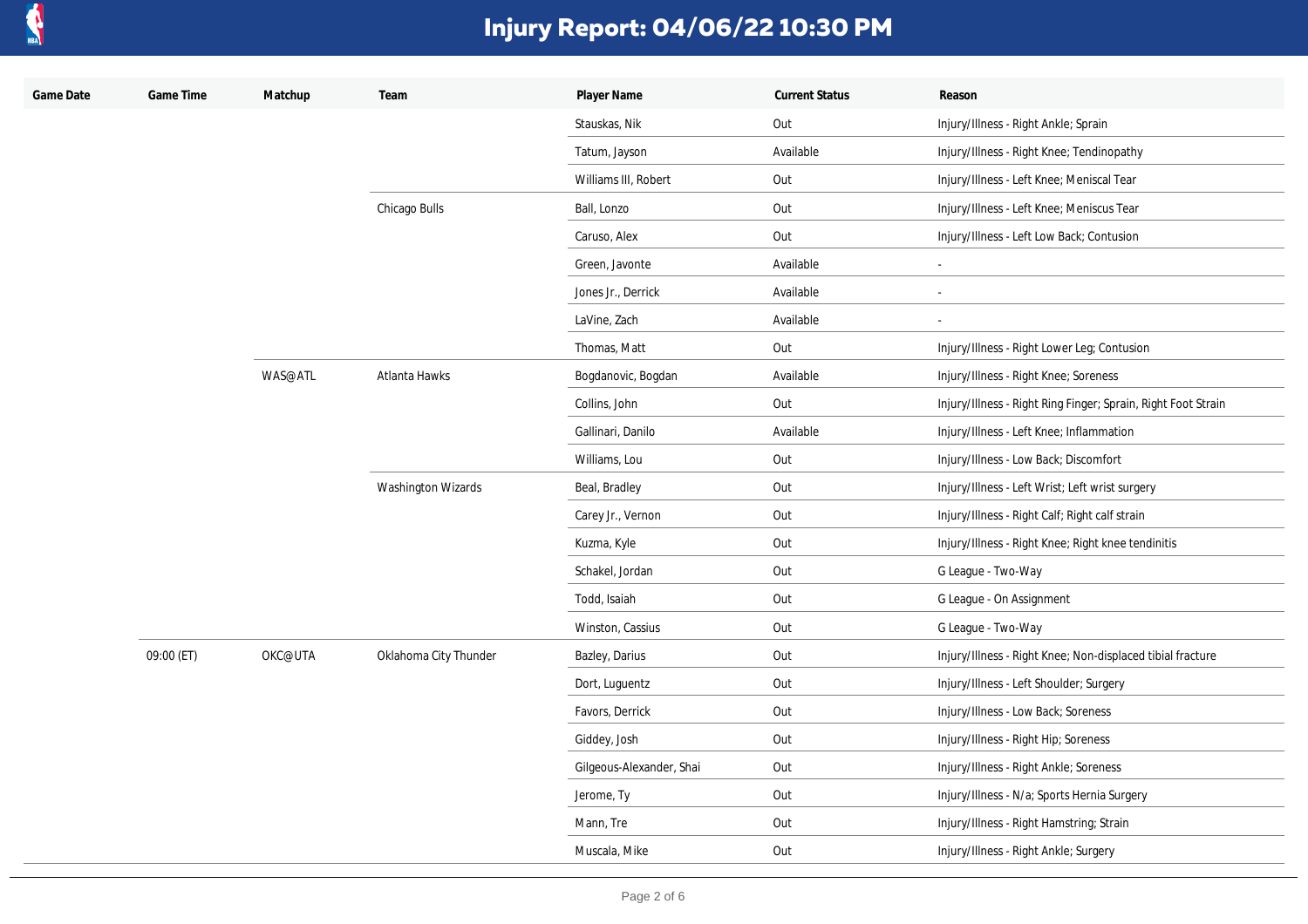# Injury Report: 04/06/22 10:30 PM

| Game Date | Game Time | Matchup | Team | Player Name | Current Status | Reason |
|---|---|---|---|---|---|---|
| | | | | Stauskas, Nik | Out | Injury/Illness - Right Ankle; Sprain |
| | | | | Tatum, Jayson | Available | Injury/Illness - Right Knee; Tendinopathy |
| | | | | Williams III, Robert | Out | Injury/Illness - Left Knee; Meniscal Tear |
| | | | Chicago Bulls | Ball, Lonzo | Out | Injury/Illness - Left Knee; Meniscus Tear |
| | | | | Caruso, Alex | Out | Injury/Illness - Left Low Back; Contusion |
| | | | | Green, Javonte | Available | - |
| | | | | Jones Jr., Derrick | Available | - |
| | | | | LaVine, Zach | Available | - |
| | | | | Thomas, Matt | Out | Injury/Illness - Right Lower Leg; Contusion |
| | | WAS@ATL | Atlanta Hawks | Bogdanovic, Bogdan | Available | Injury/Illness - Right Knee; Soreness |
| | | | | Collins, John | Out | Injury/Illness - Right Ring Finger; Sprain, Right Foot Strain |
| | | | | Gallinari, Danilo | Available | Injury/Illness - Left Knee; Inflammation |
| | | | | Williams, Lou | Out | Injury/Illness - Low Back; Discomfort |
| | | | Washington Wizards | Beal, Bradley | Out | Injury/Illness - Left Wrist; Left wrist surgery |
| | | | | Carey Jr., Vernon | Out | Injury/Illness - Right Calf; Right calf strain |
| | | | | Kuzma, Kyle | Out | Injury/Illness - Right Knee; Right knee tendinitis |
| | | | | Schakel, Jordan | Out | G League - Two-Way |
| | | | | Todd, Isaiah | Out | G League - On Assignment |
| | | | | Winston, Cassius | Out | G League - Two-Way |
| | 09:00 (ET) | OKC@UTA | Oklahoma City Thunder | Bazley, Darius | Out | Injury/Illness - Right Knee; Non-displaced tibial fracture |
| | | | | Dort, Luguentz | Out | Injury/Illness - Left Shoulder; Surgery |
| | | | | Favors, Derrick | Out | Injury/Illness - Low Back; Soreness |
| | | | | Giddey, Josh | Out | Injury/Illness - Right Hip; Soreness |
| | | | | Gilgeous-Alexander, Shai | Out | Injury/Illness - Right Ankle; Soreness |
| | | | | Jerome, Ty | Out | Injury/Illness - N/a; Sports Hernia Surgery |
| | | | | Mann, Tre | Out | Injury/Illness - Right Hamstring; Strain |
| | | | | Muscala, Mike | Out | Injury/Illness - Right Ankle; Surgery |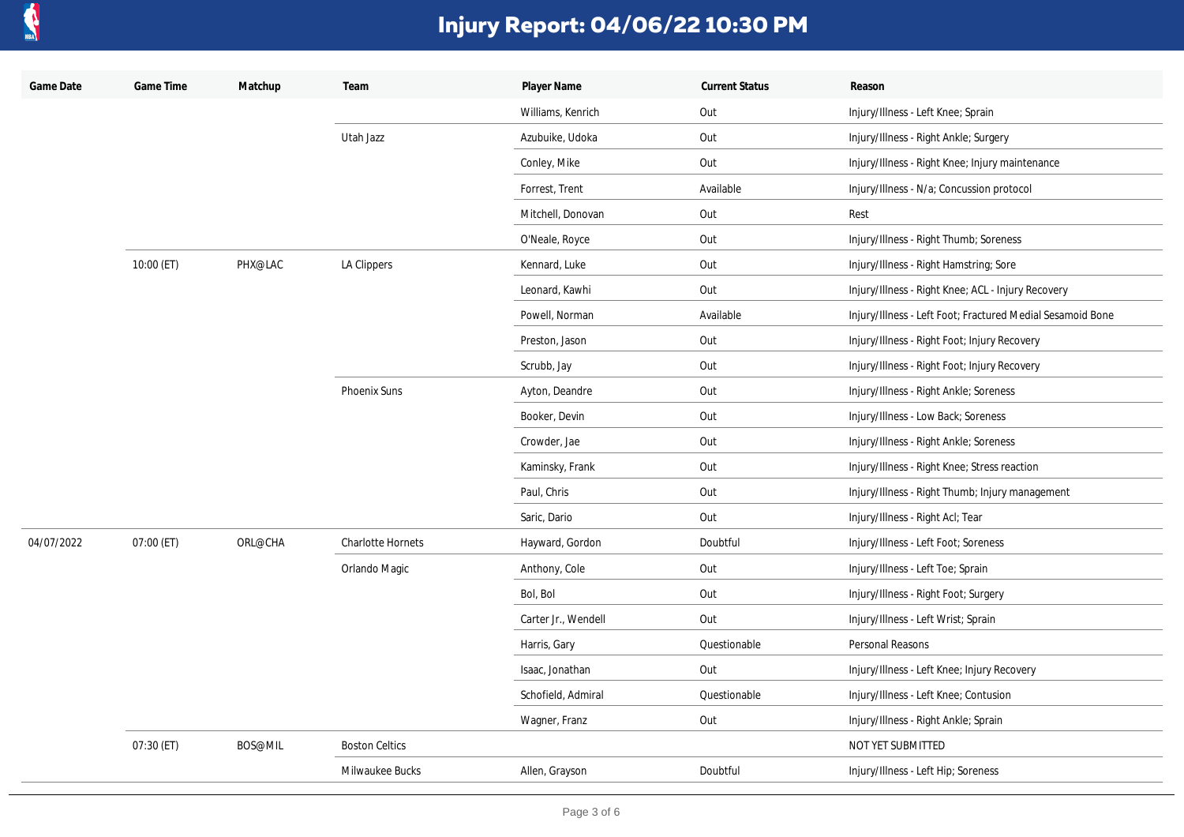# Injury Report: 04/06/22 10:30 PM

| Game Date | Game Time | Matchup | Team | Player Name | Current Status | Reason |
|---|---|---|---|---|---|---|
| | | | | Williams, Kenrich | Out | Injury/Illness - Left Knee; Sprain |
| | | | Utah Jazz | Azubuike, Udoka | Out | Injury/Illness - Right Ankle; Surgery |
| | | | | Conley, Mike | Out | Injury/Illness - Right Knee; Injury maintenance |
| | | | | Forrest, Trent | Available | Injury/Illness - N/a; Concussion protocol |
| | | | | Mitchell, Donovan | Out | Rest |
| | | | | O'Neale, Royce | Out | Injury/Illness - Right Thumb; Soreness |
| | 10:00 (ET) | PHX@LAC | LA Clippers | Kennard, Luke | Out | Injury/Illness - Right Hamstring; Sore |
| | | | | Leonard, Kawhi | Out | Injury/Illness - Right Knee; ACL - Injury Recovery |
| | | | | Powell, Norman | Available | Injury/Illness - Left Foot; Fractured Medial Sesamoid Bone |
| | | | | Preston, Jason | Out | Injury/Illness - Right Foot; Injury Recovery |
| | | | | Scrubb, Jay | Out | Injury/Illness - Right Foot; Injury Recovery |
| | | | Phoenix Suns | Ayton, Deandre | Out | Injury/Illness - Right Ankle; Soreness |
| | | | | Booker, Devin | Out | Injury/Illness - Low Back; Soreness |
| | | | | Crowder, Jae | Out | Injury/Illness - Right Ankle; Soreness |
| | | | | Kaminsky, Frank | Out | Injury/Illness - Right Knee; Stress reaction |
| | | | | Paul, Chris | Out | Injury/Illness - Right Thumb; Injury management |
| | | | | Saric, Dario | Out | Injury/Illness - Right Acl; Tear |
| 04/07/2022 | 07:00 (ET) | ORL@CHA | Charlotte Hornets | Hayward, Gordon | Doubtful | Injury/Illness - Left Foot; Soreness |
| | | | Orlando Magic | Anthony, Cole | Out | Injury/Illness - Left Toe; Sprain |
| | | | | Bol, Bol | Out | Injury/Illness - Right Foot; Surgery |
| | | | | Carter Jr., Wendell | Out | Injury/Illness - Left Wrist; Sprain |
| | | | | Harris, Gary | Questionable | Personal Reasons |
| | | | | Isaac, Jonathan | Out | Injury/Illness - Left Knee; Injury Recovery |
| | | | | Schofield, Admiral | Questionable | Injury/Illness - Left Knee; Contusion |
| | | | | Wagner, Franz | Out | Injury/Illness - Right Ankle; Sprain |
| | 07:30 (ET) | BOS@MIL | Boston Celtics | | | NOT YET SUBMITTED |
| | | | Milwaukee Bucks | Allen, Grayson | Doubtful | Injury/Illness - Left Hip; Soreness |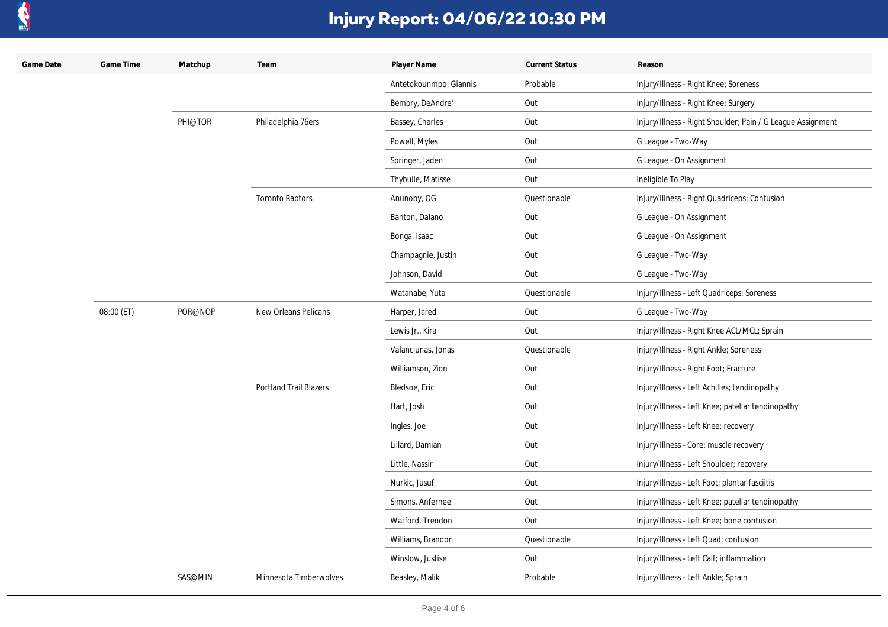# Injury Report: 04/06/22 10:30 PM

| Game Date | Game Time | Matchup | Team | Player Name | Current Status | Reason |
|---|---|---|---|---|---|---|
| | | | | Antetokounmpo, Giannis | Probable | Injury/Illness - Right Knee; Soreness |
| | | | | Bembry, DeAndre' | Out | Injury/Illness - Right Knee; Surgery |
| | | PHI@TOR | Philadelphia 76ers | Bassey, Charles | Out | Injury/Illness - Right Shoulder; Pain / G League Assignment |
| | | | | Powell, Myles | Out | G League - Two-Way |
| | | | | Springer, Jaden | Out | G League - On Assignment |
| | | | | Thybulle, Matisse | Out | Ineligible To Play |
| | | | Toronto Raptors | Anunoby, OG | Questionable | Injury/Illness - Right Quadriceps; Contusion |
| | | | | Banton, Dalano | Out | G League - On Assignment |
| | | | | Bonga, Isaac | Out | G League - On Assignment |
| | | | | Champagnie, Justin | Out | G League - Two-Way |
| | | | | Johnson, David | Out | G League - Two-Way |
| | | | | Watanabe, Yuta | Questionable | Injury/Illness - Left Quadriceps; Soreness |
| | 08:00 (ET) | POR@NOP | New Orleans Pelicans | Harper, Jared | Out | G League - Two-Way |
| | | | | Lewis Jr., Kira | Out | Injury/Illness - Right Knee ACL/MCL; Sprain |
| | | | | Valanciunas, Jonas | Questionable | Injury/Illness - Right Ankle; Soreness |
| | | | | Williamson, Zion | Out | Injury/Illness - Right Foot; Fracture |
| | | | Portland Trail Blazers | Bledsoe, Eric | Out | Injury/Illness - Left Achilles; tendinopathy |
| | | | | Hart, Josh | Out | Injury/Illness - Left Knee; patellar tendinopathy |
| | | | | Ingles, Joe | Out | Injury/Illness - Left Knee; recovery |
| | | | | Lillard, Damian | Out | Injury/Illness - Core; muscle recovery |
| | | | | Little, Nassir | Out | Injury/Illness - Left Shoulder; recovery |
| | | | | Nurkic, Jusuf | Out | Injury/Illness - Left Foot; plantar fasciitis |
| | | | | Simons, Anfernee | Out | Injury/Illness - Left Knee; patellar tendinopathy |
| | | | | Watford, Trendon | Out | Injury/Illness - Left Knee; bone contusion |
| | | | | Williams, Brandon | Questionable | Injury/Illness - Left Quad; contusion |
| | | | | Winslow, Justise | Out | Injury/Illness - Left Calf; inflammation |
| | | SAS@MIN | Minnesota Timberwolves | Beasley, Malik | Probable | Injury/Illness - Left Ankle; Sprain |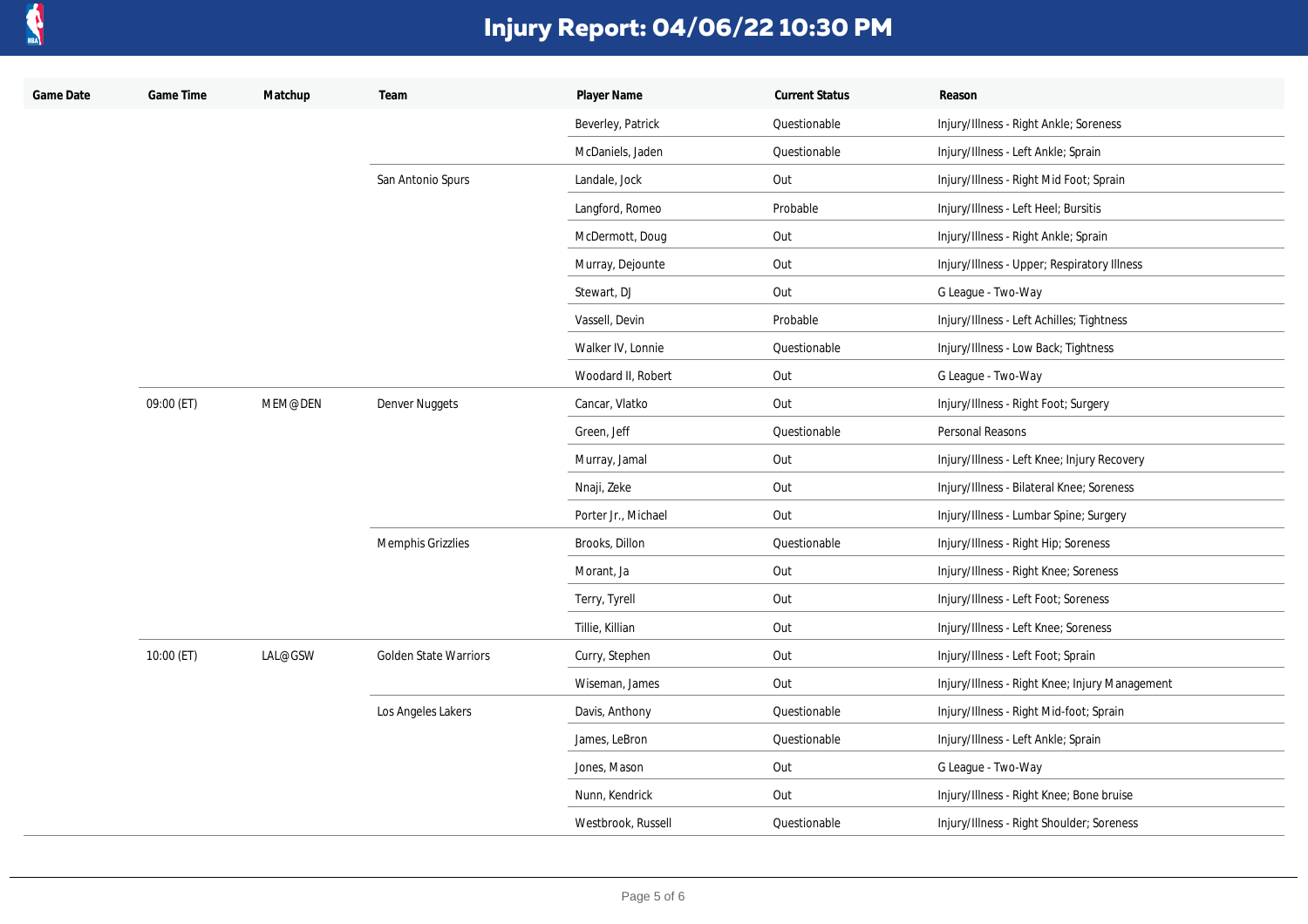# Injury Report: 04/06/22 10:30 PM

| Game Date | Game Time | Matchup | Team | Player Name | Current Status | Reason |
|---|---|---|---|---|---|---|
| | | | | Beverley, Patrick | Questionable | Injury/Illness - Right Ankle; Soreness |
| | | | | McDaniels, Jaden | Questionable | Injury/Illness - Left Ankle; Sprain |
| | | | San Antonio Spurs | Landale, Jock | Out | Injury/Illness - Right Mid Foot; Sprain |
| | | | | Langford, Romeo | Probable | Injury/Illness - Left Heel; Bursitis |
| | | | | McDermott, Doug | Out | Injury/Illness - Right Ankle; Sprain |
| | | | | Murray, Dejounte | Out | Injury/Illness - Upper; Respiratory Illness |
| | | | | Stewart, DJ | Out | G League - Two-Way |
| | | | | Vassell, Devin | Probable | Injury/Illness - Left Achilles; Tightness |
| | | | | Walker IV, Lonnie | Questionable | Injury/Illness - Low Back; Tightness |
| | | | | Woodard II, Robert | Out | G League - Two-Way |
| | 09:00 (ET) | MEM@DEN | Denver Nuggets | Cancar, Vlatko | Out | Injury/Illness - Right Foot; Surgery |
| | | | | Green, Jeff | Questionable | Personal Reasons |
| | | | | Murray, Jamal | Out | Injury/Illness - Left Knee; Injury Recovery |
| | | | | Nnaji, Zeke | Out | Injury/Illness - Bilateral Knee; Soreness |
| | | | | Porter Jr., Michael | Out | Injury/Illness - Lumbar Spine; Surgery |
| | | | Memphis Grizzlies | Brooks, Dillon | Questionable | Injury/Illness - Right Hip; Soreness |
| | | | | Morant, Ja | Out | Injury/Illness - Right Knee; Soreness |
| | | | | Terry, Tyrell | Out | Injury/Illness - Left Foot; Soreness |
| | | | | Tillie, Killian | Out | Injury/Illness - Left Knee; Soreness |
| | 10:00 (ET) | LAL@GSW | Golden State Warriors | Curry, Stephen | Out | Injury/Illness - Left Foot; Sprain |
| | | | | Wiseman, James | Out | Injury/Illness - Right Knee; Injury Management |
| | | | Los Angeles Lakers | Davis, Anthony | Questionable | Injury/Illness - Right Mid-foot; Sprain |
| | | | | James, LeBron | Questionable | Injury/Illness - Left Ankle; Sprain |
| | | | | Jones, Mason | Out | G League - Two-Way |
| | | | | Nunn, Kendrick | Out | Injury/Illness - Right Knee; Bone bruise |
| | | | | Westbrook, Russell | Questionable | Injury/Illness - Right Shoulder; Soreness |